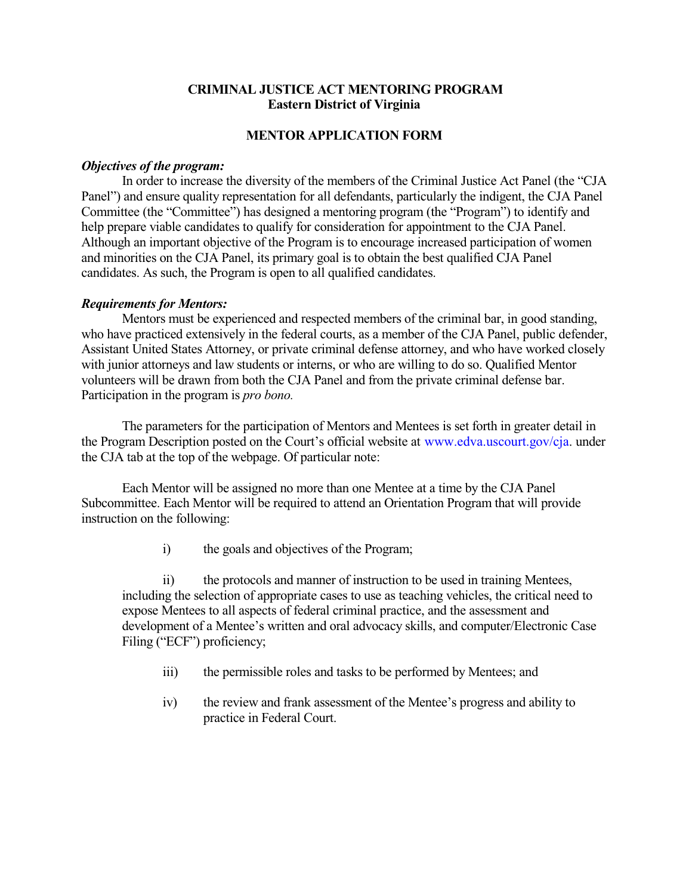# CRIMINAL JUSTICE ACT MENTORING PROGRAM
## Eastern District of Virginia

## MENTOR APPLICATION FORM

***Objectives of the program:***

In order to increase the diversity of the members of the Criminal Justice Act Panel (the "CJA Panel") and ensure quality representation for all defendants, particularly the indigent, the CJA Panel Committee (the "Committee") has designed a mentoring program (the "Program") to identify and help prepare viable candidates to qualify for consideration for appointment to the CJA Panel. Although an important objective of the Program is to encourage increased participation of women and minorities on the CJA Panel, its primary goal is to obtain the best qualified CJA Panel candidates. As such, the Program is open to all qualified candidates.

***Requirements for Mentors:***

Mentors must be experienced and respected members of the criminal bar, in good standing, who have practiced extensively in the federal courts, as a member of the CJA Panel, public defender, Assistant United States Attorney, or private criminal defense attorney, and who have worked closely with junior attorneys and law students or interns, or who are willing to do so. Qualified Mentor volunteers will be drawn from both the CJA Panel and from the private criminal defense bar. Participation in the program is *pro bono.*

The parameters for the participation of Mentors and Mentees is set forth in greater detail in the Program Description posted on the Court's official website at www.edva.uscourt.gov/cja. under the CJA tab at the top of the webpage. Of particular note:

Each Mentor will be assigned no more than one Mentee at a time by the CJA Panel Subcommittee. Each Mentor will be required to attend an Orientation Program that will provide instruction on the following:

i) the goals and objectives of the Program;

ii) the protocols and manner of instruction to be used in training Mentees, including the selection of appropriate cases to use as teaching vehicles, the critical need to expose Mentees to all aspects of federal criminal practice, and the assessment and development of a Mentee's written and oral advocacy skills, and computer/Electronic Case Filing ("ECF") proficiency;

iii) the permissible roles and tasks to be performed by Mentees; and

iv) the review and frank assessment of the Mentee's progress and ability to practice in Federal Court.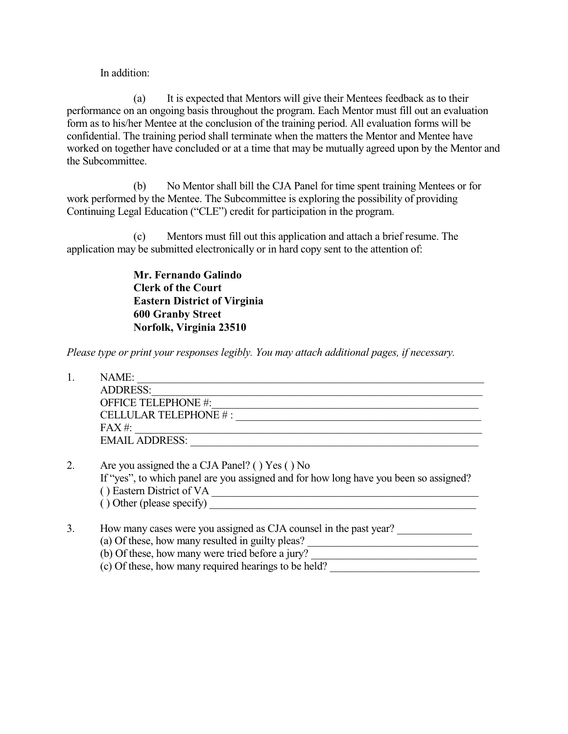In addition:

(a) It is expected that Mentors will give their Mentees feedback as to their performance on an ongoing basis throughout the program. Each Mentor must fill out an evaluation form as to his/her Mentee at the conclusion of the training period. All evaluation forms will be confidential. The training period shall terminate when the matters the Mentor and Mentee have worked on together have concluded or at a time that may be mutually agreed upon by the Mentor and the Subcommittee.

(b) No Mentor shall bill the CJA Panel for time spent training Mentees or for work performed by the Mentee. The Subcommittee is exploring the possibility of providing Continuing Legal Education ("CLE") credit for participation in the program.

(c) Mentors must fill out this application and attach a brief resume. The application may be submitted electronically or in hard copy sent to the attention of:

**Mr. Fernando Galindo**
**Clerk of the Court**
**Eastern District of Virginia**
**600 Granby Street**
**Norfolk, Virginia 23510**

*Please type or print your responses legibly. You may attach additional pages, if necessary.*

1. NAME: ______________________________
   ADDRESS: ______________________________
   OFFICE TELEPHONE #: ______________________________
   CELLULAR TELEPHONE # : ______________________________
   FAX #: ______________________________
   EMAIL ADDRESS: ______________________________

2. Are you assigned the a CJA Panel? ( ) Yes ( ) No
   If "yes", to which panel are you assigned and for how long have you been so assigned?
   ( ) Eastern District of VA ______________________________
   ( ) Other (please specify) ______________________________

3. How many cases were you assigned as CJA counsel in the past year? ______________
   (a) Of these, how many resulted in guilty pleas? ______________________________
   (b) Of these, how many were tried before a jury? ______________________________
   (c) Of these, how many required hearings to be held? ______________________________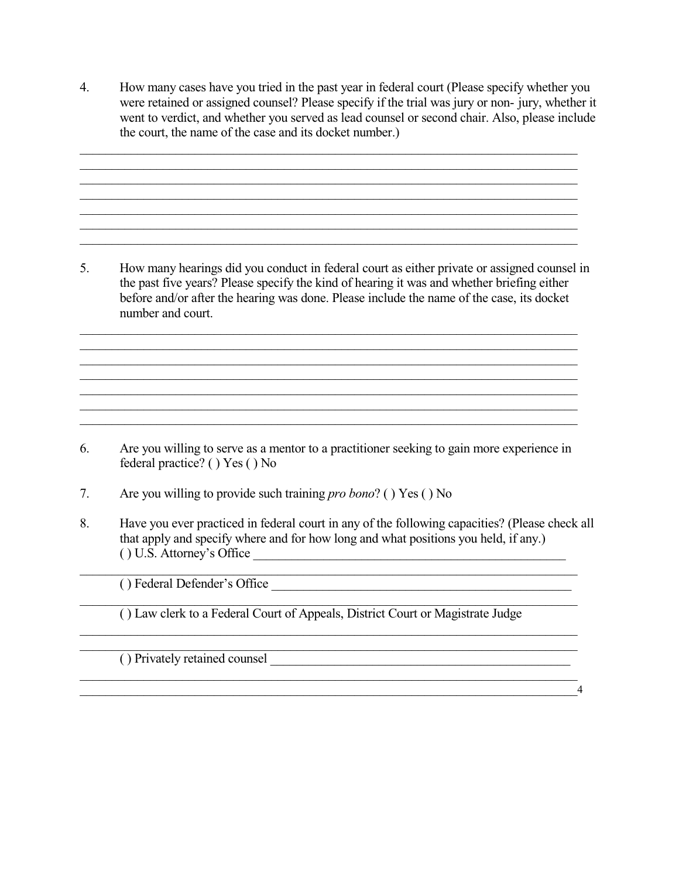4. How many cases have you tried in the past year in federal court (Please specify whether you were retained or assigned counsel? Please specify if the trial was jury or non- jury, whether it went to verdict, and whether you served as lead counsel or second chair. Also, please include the court, the name of the case and its docket number.)

_____________________________________________________________________________
_____________________________________________________________________________
_____________________________________________________________________________
_____________________________________________________________________________
_____________________________________________________________________________
_____________________________________________________________________________
_____________________________________________________________________________

5. How many hearings did you conduct in federal court as either private or assigned counsel in the past five years? Please specify the kind of hearing it was and whether briefing either before and/or after the hearing was done. Please include the name of the case, its docket number and court.

_____________________________________________________________________________
_____________________________________________________________________________
_____________________________________________________________________________
_____________________________________________________________________________
_____________________________________________________________________________
_____________________________________________________________________________
_____________________________________________________________________________

6. Are you willing to serve as a mentor to a practitioner seeking to gain more experience in federal practice? ( ) Yes ( ) No

7. Are you willing to provide such training *pro bono*? ( ) Yes ( ) No

8. Have you ever practiced in federal court in any of the following capacities? (Please check all that apply and specify where and for how long and what positions you held, if any.)
( ) U.S. Attorney's Office ____________________________________________________
_____________________________________________________________________________
( ) Federal Defender's Office __________________________________________________
_____________________________________________________________________________
( ) Law clerk to a Federal Court of Appeals, District Court or Magistrate Judge
_____________________________________________________________________________
_____________________________________________________________________________
( ) Privately retained counsel _________________________________________________
_____________________________________________________________________________
_____________________________________________________________________________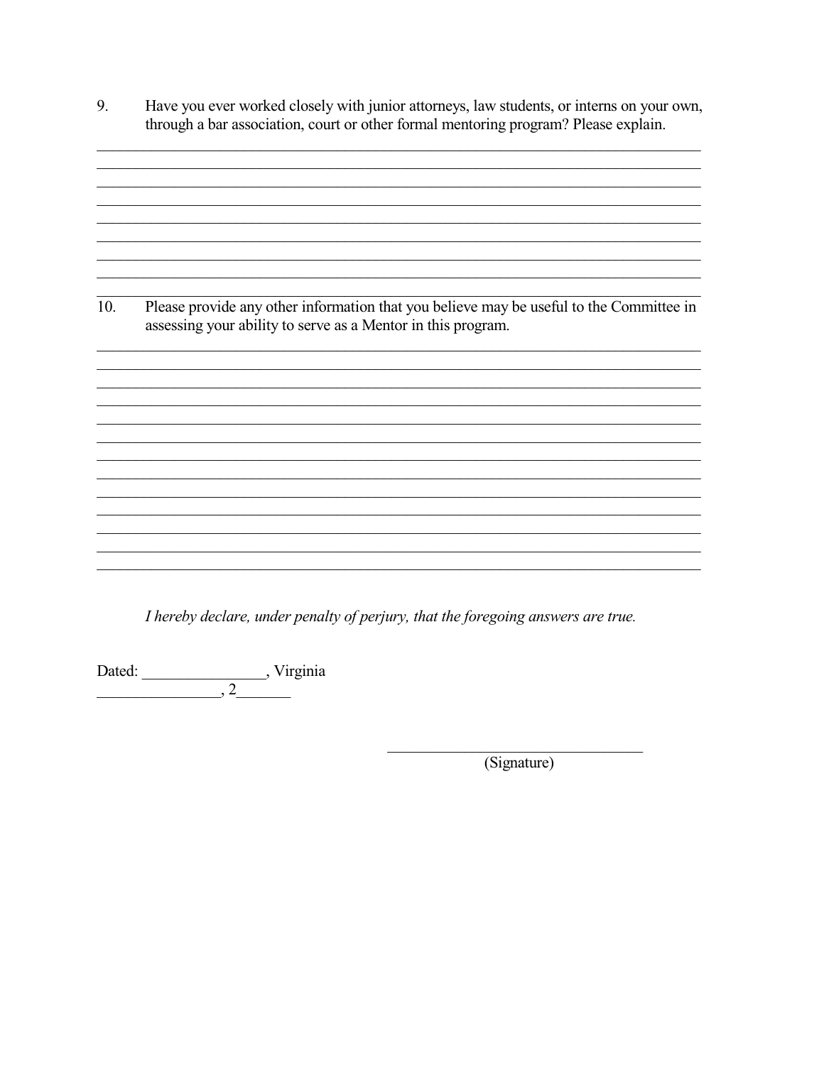9. Have you ever worked closely with junior attorneys, law students, or interns on your own, through a bar association, court or other formal mentoring program? Please explain.

_______________________________________________________________________________
_______________________________________________________________________________
_______________________________________________________________________________
_______________________________________________________________________________
_______________________________________________________________________________
_______________________________________________________________________________
_______________________________________________________________________________
_______________________________________________________________________________
_______________________________________________________________________________

10. Please provide any other information that you believe may be useful to the Committee in assessing your ability to serve as a Mentor in this program.

_______________________________________________________________________________
_______________________________________________________________________________
_______________________________________________________________________________
_______________________________________________________________________________
_______________________________________________________________________________
_______________________________________________________________________________
_______________________________________________________________________________
_______________________________________________________________________________
_______________________________________________________________________________
_______________________________________________________________________________
_______________________________________________________________________________
_______________________________________________________________________________
_______________________________________________________________________________

*I hereby declare, under penalty of perjury, that the foregoing answers are true.*

Dated: _______________, Virginia
_______________, 2_______

_______________________________
(Signature)